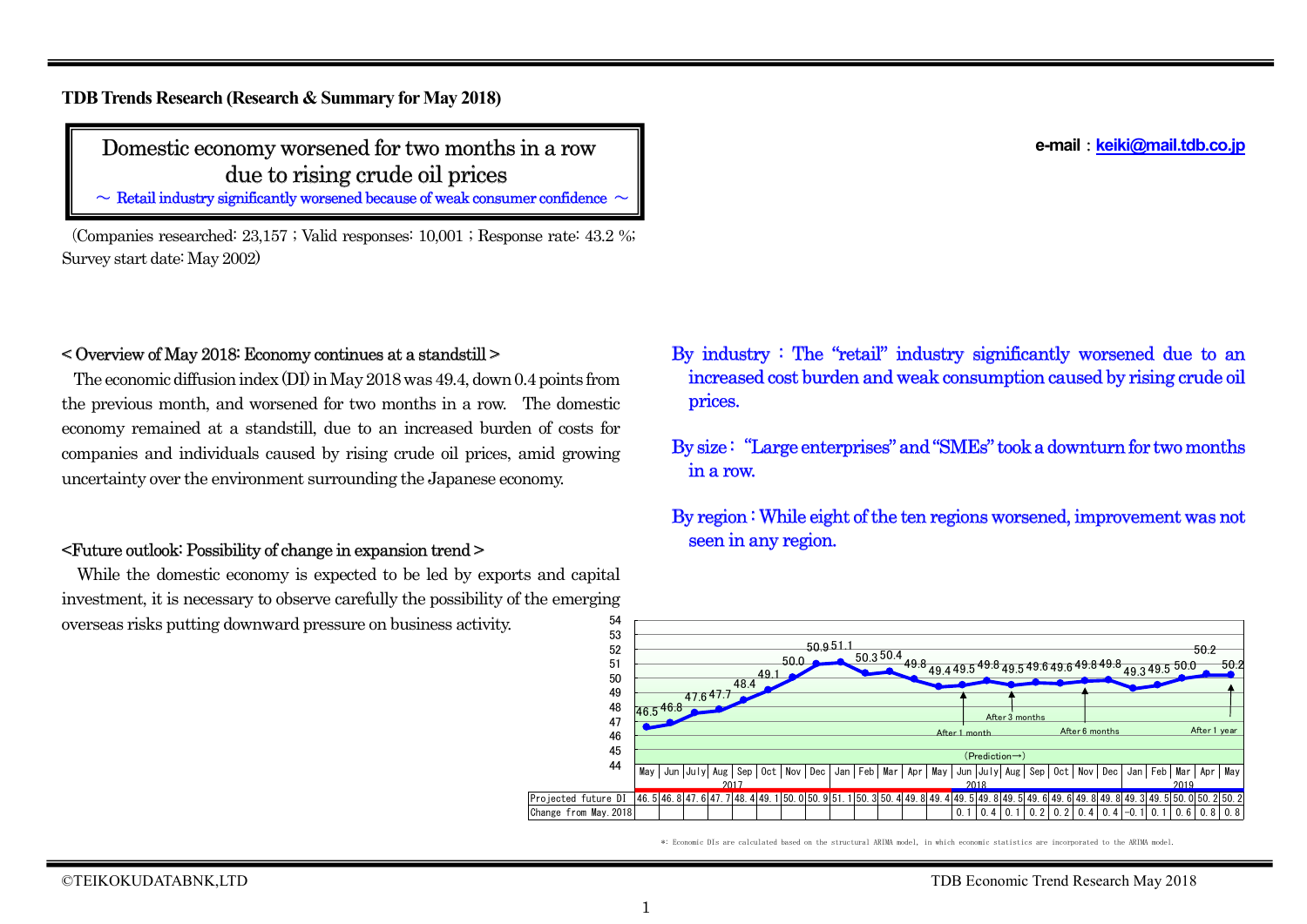**TDB Trends Research (Research & Summary for May 2018)**

# Domestic economy worsened for two months in a row due to rising crude oil prices

～ Retail industry significantly worsened because of weak consumer confidence ～

(Companies researched: 23,157 ; Valid responses: 10,001 ; Response rate: 43.2 %; Survey start date: May 2002)

e-mail：keiki@mail.tdb.co.jp

## < Overview of May 2018: Economy continues at a standstill >

The economic diffusion index (DI) in May 2018 was 49.4, down 0.4 points from the previous month, and worsened for two months in a row. The domestic economy remained at a standstill, due to an increased burden of costs for companies and individuals caused by rising crude oil prices, amid growing uncertainty over the environment surrounding the Japanese economy.

## <Future outlook: Possibility of change in expansion trend >

While the domestic economy is expected to be led by exports and capital investment, it is necessary to observe carefully the possibility of the emerging overseas risks putting downward pressure on business activity.

By industry：The "retail" industry significantly worsened due to an increased cost burden and weak consumption caused by rising crude oil prices.

By size："Large enterprises" and "SMEs" took a downturn for two months in a row.

By region：While eight of the ten regions worsened, improvement was not seen in any region.

| | May | Jun | July | Aug | Sep | Oct | Nov | Dec | Jan | Feb | Mar | Apr | May | Jun | July | Aug | Sep | Oct | Nov | Dec | Jan | Feb | Mar | Apr | May |
|---|---|---|---|---|---|---|---|---|---|---|---|---|---|---|---|---|---|---|---|---|---|---|---|---|---|
| | 2017 | | | | | | | | | | | | | 2018 | | | | | | | 2019 | | | | |
| Projected future DI | 46.5 | 46.8 | 47.6 | 47.7 | 48.4 | 49.1 | 50.0 | 50.9 | 51.1 | 50.3 | 50.4 | 49.8 | 49.4 | 49.5 | 49.8 | 49.5 | 49.6 | 49.6 | 49.8 | 49.8 | 49.3 | 49.5 | 50.0 | 50.2 | 50.2 |
| Change from May.2018 | | | | | | | | | | | | | | 0.1 | 0.4 | 0.1 | 0.2 | 0.2 | 0.4 | 0.4 | -0.1 | 0.1 | 0.6 | 0.8 | 0.8 |

(Prediction→) After 1 month; After 3 months; After 6 months; After 1 year

*: Economic DIs are calculated based on the structural ARIMA model, in which economic statistics are incorporated to the ARIMA model.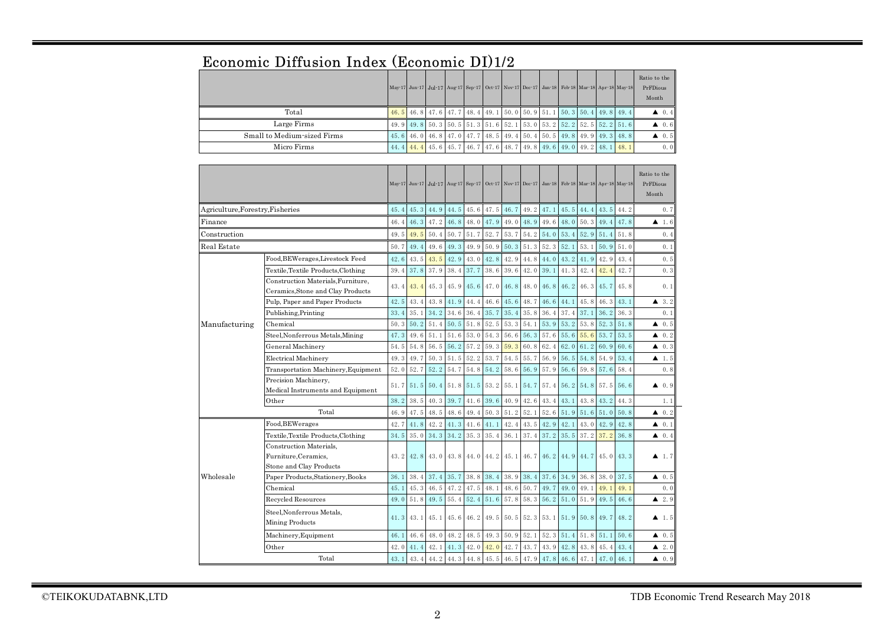# Economic Diffusion Index (Economic DI)1/2

| | May-17 | Jun-17 | Jul-17 | Aug-17 | Sep-17 | Oct-17 | Nov-17 | Dec-17 | Jan-18 | Feb-18 | Mar-18 | Apr-18 | May-18 | Ratio to the PrFDious Month |
|---|---|---|---|---|---|---|---|---|---|---|---|---|---|---|
| Total | 46.5 | 46.8 | 47.6 | 47.7 | 48.4 | 49.1 | 50.0 | 50.9 | 51.1 | 50.3 | 50.4 | 49.8 | 49.4 | ▲ 0.4 |
| Large Firms | 49.9 | 49.8 | 50.3 | 50.5 | 51.3 | 51.6 | 52.1 | 53.0 | 53.2 | 52.2 | 52.5 | 52.2 | 51.6 | ▲ 0.6 |
| Small to Medium-sized Firms | 45.6 | 46.0 | 46.8 | 47.0 | 47.7 | 48.5 | 49.4 | 50.4 | 50.5 | 49.8 | 49.9 | 49.3 | 48.8 | ▲ 0.5 |
| Micro Firms | 44.4 | 44.4 | 45.6 | 45.7 | 46.7 | 47.6 | 48.7 | 49.8 | 49.6 | 49.0 | 49.2 | 48.1 | 48.1 | 0.0 |

| | | May-17 | Jun-17 | Jul-17 | Aug-17 | Sep-17 | Oct-17 | Nov-17 | Dec-17 | Jan-18 | Feb-18 | Mar-18 | Apr-18 | May-18 | Ratio to the PrFDious Month |
|---|---|---|---|---|---|---|---|---|---|---|---|---|---|---|---|
| Agriculture,Forestry,Fisheries | | 45.4 | 45.3 | 44.9 | 44.5 | 45.6 | 47.5 | 46.7 | 49.2 | 47.1 | 45.5 | 44.4 | 43.5 | 44.2 | 0.7 |
| Finance | | 46.4 | 46.3 | 47.2 | 46.8 | 48.0 | 47.9 | 49.0 | 48.9 | 49.6 | 48.0 | 50.3 | 49.4 | 47.8 | ▲ 1.6 |
| Construction | | 49.5 | 49.5 | 50.4 | 50.7 | 51.7 | 52.7 | 53.7 | 54.2 | 54.0 | 53.4 | 52.9 | 51.4 | 51.8 | 0.4 |
| Real Estate | | 50.7 | 49.4 | 49.6 | 49.3 | 49.9 | 50.9 | 50.3 | 51.3 | 52.3 | 52.1 | 53.1 | 50.9 | 51.0 | 0.1 |
| Manufacturing | Food,BEWerages,Livestock Feed | 42.6 | 43.5 | 43.5 | 42.9 | 43.0 | 42.8 | 42.9 | 44.8 | 44.0 | 43.2 | 41.9 | 42.9 | 43.4 | 0.5 |
| | Textile,Textile Products,Clothing | 39.4 | 37.8 | 37.9 | 38.4 | 37.7 | 38.6 | 39.6 | 42.0 | 39.1 | 41.3 | 42.4 | 42.4 | 42.7 | 0.3 |
| | Construction Materials,Furniture, Ceramics,Stone and Clay Products | 43.4 | 43.4 | 45.3 | 45.9 | 45.6 | 47.0 | 46.8 | 48.0 | 46.8 | 46.2 | 46.3 | 45.7 | 45.8 | 0.1 |
| | Pulp, Paper and Paper Products | 42.5 | 43.4 | 43.8 | 41.9 | 44.4 | 46.6 | 45.6 | 48.7 | 46.6 | 44.1 | 45.8 | 46.3 | 43.1 | ▲ 3.2 |
| | Publishing,Printing | 33.4 | 35.1 | 34.2 | 34.6 | 36.4 | 35.7 | 35.4 | 35.8 | 36.4 | 37.4 | 37.1 | 36.2 | 36.3 | 0.1 |
| | Chemical | 50.3 | 50.2 | 51.4 | 50.5 | 51.8 | 52.5 | 53.3 | 54.1 | 53.9 | 53.2 | 53.8 | 52.3 | 51.8 | ▲ 0.5 |
| | Steel,Nonferrous Metals,Mining | 47.3 | 49.6 | 51.1 | 51.6 | 53.0 | 54.3 | 56.6 | 56.3 | 57.6 | 55.6 | 55.6 | 53.7 | 53.5 | ▲ 0.2 |
| | General Machinery | 54.5 | 54.8 | 56.5 | 56.2 | 57.2 | 59.3 | 59.3 | 60.8 | 62.4 | 62.0 | 61.2 | 60.9 | 60.6 | ▲ 0.3 |
| | Electrical Machinery | 49.3 | 49.7 | 50.3 | 51.5 | 52.2 | 53.7 | 54.5 | 55.7 | 56.9 | 56.5 | 54.8 | 54.9 | 53.4 | ▲ 1.5 |
| | Transportation Machinery,Equipment | 52.0 | 52.7 | 52.2 | 54.7 | 54.8 | 54.2 | 58.6 | 56.9 | 57.9 | 56.6 | 59.8 | 57.6 | 58.4 | 0.8 |
| | Precision Machinery, Medical Instruments and Equipment | 51.7 | 51.5 | 50.4 | 51.8 | 51.5 | 53.2 | 55.1 | 54.7 | 57.4 | 56.2 | 54.8 | 57.5 | 56.6 | ▲ 0.9 |
| | Other | 38.2 | 38.5 | 40.3 | 39.7 | 41.6 | 39.6 | 40.9 | 42.6 | 43.4 | 43.1 | 43.8 | 43.2 | 44.3 | 1.1 |
| | Total | 46.9 | 47.5 | 48.5 | 48.6 | 49.4 | 50.3 | 51.2 | 52.1 | 52.6 | 51.9 | 51.6 | 51.0 | 50.8 | ▲ 0.2 |
| Wholesale | Food,BEWerages | 42.7 | 41.8 | 42.2 | 41.3 | 41.6 | 41.1 | 42.4 | 43.5 | 42.9 | 42.1 | 43.0 | 42.9 | 42.8 | ▲ 0.1 |
| | Textile,Textile Products,Clothing | 34.5 | 35.0 | 34.3 | 34.2 | 35.3 | 35.4 | 36.1 | 37.4 | 37.2 | 35.5 | 37.2 | 37.2 | 36.8 | ▲ 0.4 |
| | Construction Materials, Furniture,Ceramics, Stone and Clay Products | 43.2 | 42.8 | 43.0 | 43.8 | 44.0 | 44.2 | 45.1 | 46.7 | 46.2 | 44.9 | 44.7 | 45.0 | 43.3 | ▲ 1.7 |
| | Paper Products,Stationery,Books | 36.1 | 38.4 | 37.4 | 35.7 | 38.8 | 38.4 | 38.9 | 38.4 | 37.6 | 34.9 | 36.8 | 38.0 | 37.5 | ▲ 0.5 |
| | Chemical | 45.1 | 45.3 | 46.5 | 47.2 | 47.5 | 48.1 | 48.6 | 50.7 | 49.7 | 49.0 | 49.1 | 49.1 | 49.1 | 0.0 |
| | Recycled Resources | 49.0 | 51.8 | 49.5 | 55.4 | 52.4 | 51.6 | 57.8 | 58.3 | 56.2 | 51.0 | 51.9 | 49.5 | 46.6 | ▲ 2.9 |
| | Steel,Nonferrous Metals, Mining Products | 41.3 | 43.1 | 45.1 | 45.6 | 46.2 | 49.5 | 50.5 | 52.3 | 53.1 | 51.9 | 50.8 | 49.7 | 48.2 | ▲ 1.5 |
| | Machinery,Equipment | 46.1 | 46.6 | 48.0 | 48.2 | 48.5 | 49.3 | 50.9 | 52.1 | 52.3 | 51.4 | 51.8 | 51.1 | 50.6 | ▲ 0.5 |
| | Other | 42.0 | 41.4 | 42.1 | 41.3 | 42.0 | 42.0 | 42.7 | 43.7 | 43.9 | 42.8 | 43.8 | 45.4 | 43.4 | ▲ 2.0 |
| | Total | 43.1 | 43.4 | 44.2 | 44.3 | 44.8 | 45.5 | 46.5 | 47.9 | 47.8 | 46.6 | 47.1 | 47.0 | 46.1 | ▲ 0.9 |

©TEIKOKUDATABNK,LTD

TDB Economic Trend Research May 2018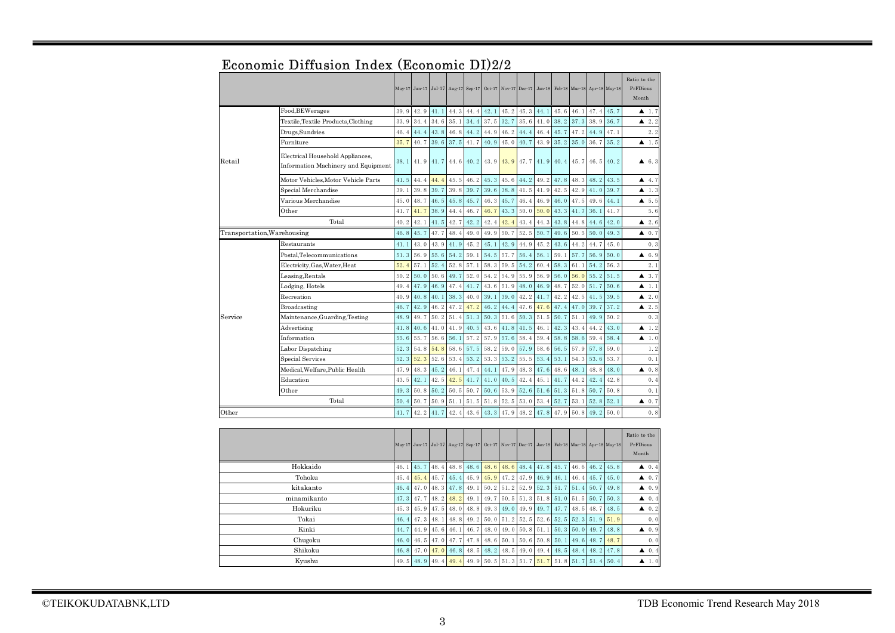# Economic Diffusion Index (Economic DI)2/2

| | | May-17 | Jun-17 | Jul-17 | Aug-17 | Sep-17 | Oct-17 | Nov-17 | Dec-17 | Jan-18 | Feb-18 | Mar-18 | Apr-18 | May-18 | Ratio to the PrFDious Month |
|---|---|---|---|---|---|---|---|---|---|---|---|---|---|---|---|
| Retail | Food,BEWerages | 39.9 | 42.9 | 41.1 | 44.3 | 44.4 | 42.1 | 45.2 | 45.3 | 44.1 | 45.6 | 46.1 | 47.4 | 45.7 | ▲ 1.7 |
| | Textile,Textile Products,Clothing | 33.9 | 34.4 | 34.6 | 35.1 | 34.4 | 37.5 | 32.7 | 35.6 | 41.0 | 38.2 | 37.3 | 38.9 | 36.7 | ▲ 2.2 |
| | Drugs,Sundries | 46.4 | 44.4 | 43.8 | 46.8 | 44.2 | 44.9 | 46.2 | 44.4 | 46.4 | 45.7 | 47.2 | 44.9 | 47.1 | 2.2 |
| | Furniture | 35.7 | 40.7 | 39.6 | 37.5 | 41.7 | 40.9 | 45.0 | 40.7 | 43.9 | 35.2 | 35.0 | 36.7 | 35.2 | ▲ 1.5 |
| | Electrical Household Appliances, Information Machinery and Equipment | 38.1 | 41.9 | 41.7 | 44.6 | 40.2 | 43.9 | 43.9 | 47.7 | 41.9 | 40.4 | 45.7 | 46.5 | 40.2 | ▲ 6.3 |
| | Motor Vehicles,Motor Vehicle Parts | 41.5 | 44.4 | 44.4 | 45.5 | 46.2 | 45.3 | 45.6 | 44.2 | 49.2 | 47.8 | 48.3 | 48.2 | 43.5 | ▲ 4.7 |
| | Special Merchandise | 39.1 | 39.8 | 39.7 | 39.8 | 39.7 | 39.6 | 38.8 | 41.5 | 41.9 | 42.5 | 42.9 | 41.0 | 39.7 | ▲ 1.3 |
| | Various Merchandise | 45.0 | 48.7 | 46.5 | 45.8 | 45.7 | 46.3 | 45.7 | 46.4 | 46.9 | 46.0 | 47.5 | 49.6 | 44.1 | ▲ 5.5 |
| | Other | 41.7 | 41.7 | 38.9 | 44.4 | 46.7 | 46.7 | 43.3 | 50.0 | 50.0 | 43.3 | 41.7 | 36.1 | 41.7 | 5.6 |
| | Total | 40.2 | 42.1 | 41.5 | 42.7 | 42.2 | 42.4 | 42.4 | 43.4 | 44.3 | 43.8 | 44.8 | 44.6 | 42.0 | ▲ 2.6 |
| Transportation,Warehousing | | 46.8 | 45.7 | 47.7 | 48.4 | 49.0 | 49.9 | 50.7 | 52.5 | 50.7 | 49.6 | 50.5 | 50.0 | 49.3 | ▲ 0.7 |
| Service | Restaurants | 41.1 | 43.0 | 43.9 | 41.9 | 45.2 | 45.1 | 42.9 | 44.9 | 45.2 | 43.6 | 44.2 | 44.7 | 45.0 | 0.3 |
| | Postal,Telecommunications | 51.3 | 56.9 | 55.6 | 54.2 | 59.1 | 54.5 | 57.7 | 56.4 | 56.1 | 59.1 | 57.7 | 56.9 | 50.0 | ▲ 6.9 |
| | Electricity,Gas,Water,Heat | 52.4 | 57.1 | 52.4 | 52.8 | 57.1 | 58.3 | 59.5 | 54.2 | 60.4 | 58.3 | 61.1 | 54.2 | 56.3 | 2.1 |
| | Leasing,Rentals | 50.2 | 50.0 | 50.6 | 49.7 | 52.0 | 54.2 | 54.9 | 55.9 | 56.9 | 56.0 | 56.0 | 55.2 | 51.5 | ▲ 3.7 |
| | Lodging, Hotels | 49.4 | 47.9 | 46.9 | 47.4 | 41.7 | 43.6 | 51.9 | 48.0 | 46.9 | 48.7 | 52.0 | 51.7 | 50.6 | ▲ 1.1 |
| | Recreation | 40.9 | 40.8 | 40.1 | 38.3 | 40.0 | 39.1 | 39.0 | 42.2 | 41.7 | 42.2 | 42.5 | 41.5 | 39.5 | ▲ 2.0 |
| | Broadcasting | 46.7 | 42.9 | 46.2 | 47.2 | 47.2 | 46.2 | 44.4 | 47.6 | 47.6 | 47.4 | 47.0 | 39.7 | 37.2 | ▲ 2.5 |
| | Maintenance,Guarding,Testing | 48.9 | 49.7 | 50.2 | 51.4 | 51.3 | 50.3 | 51.6 | 50.3 | 51.5 | 50.7 | 51.1 | 49.9 | 50.2 | 0.3 |
| | Advertising | 41.8 | 40.6 | 41.0 | 41.9 | 40.5 | 43.6 | 41.8 | 41.5 | 46.1 | 42.3 | 43.4 | 44.2 | 43.0 | ▲ 1.2 |
| | Information | 55.6 | 55.7 | 56.6 | 56.1 | 57.2 | 57.9 | 57.6 | 58.4 | 59.4 | 58.8 | 58.6 | 59.4 | 58.4 | ▲ 1.0 |
| | Labor Dispatching | 52.3 | 54.8 | 54.8 | 58.6 | 57.5 | 58.2 | 59.0 | 57.9 | 58.6 | 56.5 | 57.9 | 57.8 | 59.0 | 1.2 |
| | Special Services | 52.3 | 52.3 | 52.6 | 53.4 | 53.2 | 53.3 | 53.2 | 55.5 | 53.4 | 53.1 | 54.3 | 53.6 | 53.7 | 0.1 |
| | Medical,Welfare,Public Health | 47.9 | 48.3 | 45.2 | 46.1 | 47.4 | 44.1 | 47.9 | 48.3 | 47.6 | 48.6 | 48.1 | 48.8 | 48.0 | ▲ 0.8 |
| | Education | 43.5 | 42.1 | 42.5 | 42.5 | 41.7 | 41.0 | 40.5 | 42.4 | 45.1 | 41.7 | 44.2 | 42.4 | 42.8 | 0.4 |
| | Other | 49.3 | 50.8 | 50.2 | 50.5 | 50.7 | 50.6 | 53.9 | 52.6 | 51.6 | 51.3 | 51.8 | 50.7 | 50.8 | 0.1 |
| | Total | 50.4 | 50.7 | 50.9 | 51.1 | 51.5 | 51.8 | 52.5 | 53.0 | 53.4 | 52.7 | 53.1 | 52.8 | 52.1 | ▲ 0.7 |
| Other | | 41.7 | 42.2 | 41.7 | 42.4 | 43.6 | 43.3 | 47.9 | 48.2 | 47.8 | 47.9 | 50.8 | 49.2 | 50.0 | 0.8 |

| | May-17 | Jun-17 | Jul-17 | Aug-17 | Sep-17 | Oct-17 | Nov-17 | Dec-17 | Jan-18 | Feb-18 | Mar-18 | Apr-18 | May-18 | Ratio to the PrFDious Month |
|---|---|---|---|---|---|---|---|---|---|---|---|---|---|---|
| Hokkaido | 46.1 | 45.7 | 48.4 | 48.8 | 48.6 | 48.6 | 48.6 | 48.4 | 47.8 | 45.7 | 46.6 | 46.2 | 45.8 | ▲ 0.4 |
| Tohoku | 45.4 | 45.4 | 45.7 | 45.4 | 45.9 | 45.9 | 47.2 | 47.9 | 46.9 | 46.1 | 46.4 | 45.7 | 45.0 | ▲ 0.7 |
| kitakanto | 46.4 | 47.0 | 48.3 | 47.8 | 49.1 | 50.2 | 51.2 | 52.9 | 52.3 | 51.7 | 51.4 | 50.7 | 49.8 | ▲ 0.9 |
| minamikanto | 47.3 | 47.7 | 48.2 | 48.2 | 49.1 | 49.7 | 50.5 | 51.3 | 51.8 | 51.0 | 51.5 | 50.7 | 50.3 | ▲ 0.4 |
| Hokuriku | 45.3 | 45.9 | 47.5 | 48.0 | 48.8 | 49.3 | 49.0 | 49.9 | 49.7 | 47.7 | 48.5 | 48.7 | 48.5 | ▲ 0.2 |
| Tokai | 46.4 | 47.3 | 48.1 | 48.8 | 49.2 | 50.0 | 51.2 | 52.5 | 52.6 | 52.5 | 52.3 | 51.9 | 51.9 | 0.0 |
| Kinki | 44.7 | 44.9 | 45.6 | 46.1 | 46.7 | 48.0 | 49.0 | 50.8 | 51.1 | 50.3 | 50.0 | 49.7 | 48.8 | ▲ 0.9 |
| Chugoku | 46.0 | 46.5 | 47.0 | 47.7 | 47.8 | 48.6 | 50.1 | 50.6 | 50.8 | 50.1 | 49.6 | 48.7 | 48.7 | 0.0 |
| Shikoku | 46.8 | 47.0 | 47.0 | 46.8 | 48.5 | 48.2 | 48.5 | 49.0 | 49.4 | 48.5 | 48.4 | 48.2 | 47.8 | ▲ 0.4 |
| Kyushu | 49.5 | 48.9 | 49.4 | 49.4 | 49.9 | 50.5 | 51.3 | 51.7 | 51.7 | 51.8 | 51.7 | 51.4 | 50.4 | ▲ 1.0 |

©TEIKOKUDATABNK,LTD

TDB Economic Trend Research May 2018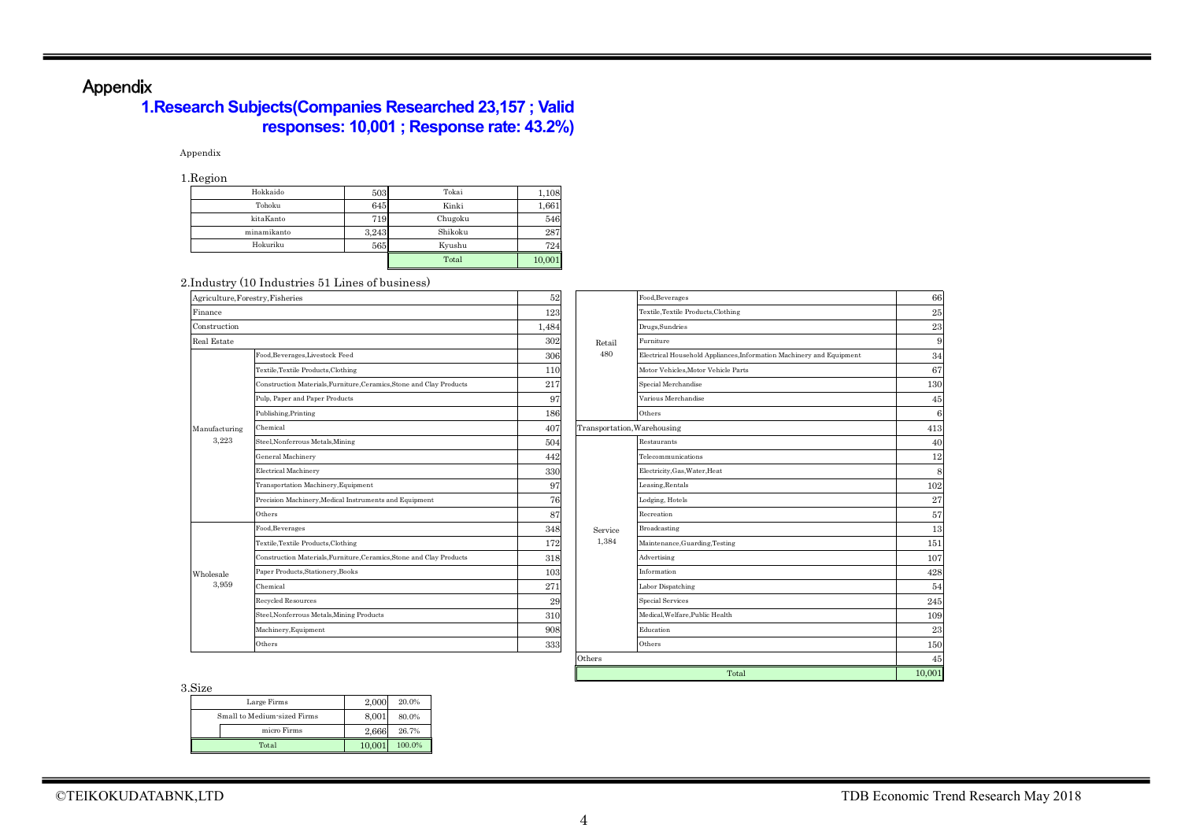# Appendix

## 1.Research Subjects(Companies Researched 23,157 ; Valid responses: 10,001 ; Response rate: 43.2%)

Appendix

1.Region

| Region | Count | Region | Count |
|---|---|---|---|
| Hokkaido | 503 | Tokai | 1,108 |
| Tohoku | 645 | Kinki | 1,661 |
| kitaKanto | 719 | Chugoku | 546 |
| minamikanto | 3,243 | Shikoku | 287 |
| Hokuriku | 565 | Kyushu | 724 |
| | | Total | 10,001 |

2.Industry (10 Industries 51 Lines of business)

| Industry | Line of business | Count |
|---|---|---|
| Agriculture,Forestry,Fisheries | | 52 |
| Finance | | 123 |
| Construction | | 1,484 |
| Real Estate | | 302 |
| Manufacturing 3,223 | Food,Beverages,Livestock Feed | 306 |
| | Textile,Textile Products,Clothing | 110 |
| | Construction Materials,Furniture,Ceramics,Stone and Clay Products | 217 |
| | Pulp, Paper and Paper Products | 97 |
| | Publishing,Printing | 186 |
| | Chemical | 407 |
| | Steel,Nonferrous Metals,Mining | 504 |
| | General Machinery | 442 |
| | Electrical Machinery | 330 |
| | Transportation Machinery,Equipment | 97 |
| | Precision Machinery,Medical Instruments and Equipment | 76 |
| | Others | 87 |
| Wholesale 3,959 | Food,Beverages | 348 |
| | Textile,Textile Products,Clothing | 172 |
| | Construction Materials,Furniture,Ceramics,Stone and Clay Products | 318 |
| | Paper Products,Stationery,Books | 103 |
| | Chemical | 271 |
| | Recycled Resources | 29 |
| | Steel,Nonferrous Metals,Mining Products | 310 |
| | Machinery,Equipment | 908 |
| | Others | 333 |
| Retail 480 | Food,Beverages | 66 |
| | Textile,Textile Products,Clothing | 25 |
| | Drugs,Sundries | 23 |
| | Furniture | 9 |
| | Electrical Household Appliances,Information Machinery and Equipment | 34 |
| | Motor Vehicles,Motor Vehicle Parts | 67 |
| | Special Merchandise | 130 |
| | Various Merchandise | 45 |
| | Others | 6 |
| Transportation,Warehousing | | 413 |
| Service 1,384 | Restaurants | 40 |
| | Telecommunications | 12 |
| | Electricity,Gas,Water,Heat | 8 |
| | Leasing,Rentals | 102 |
| | Lodging, Hotels | 27 |
| | Recreation | 57 |
| | Broadcasting | 13 |
| | Maintenance,Guarding,Testing | 151 |
| | Advertising | 107 |
| | Information | 428 |
| | Labor Dispatching | 54 |
| | Special Services | 245 |
| | Medical,Welfare,Public Health | 109 |
| | Education | 23 |
| | Others | 150 |
| Others | | 45 |
| Total | | 10,001 |

3.Size

| Size | Count | Share |
|---|---|---|
| Large Firms | 2,000 | 20.0% |
| Small to Medium-sized Firms | 8,001 | 80.0% |
| micro Firms | 2,666 | 26.7% |
| Total | 10,001 | 100.0% |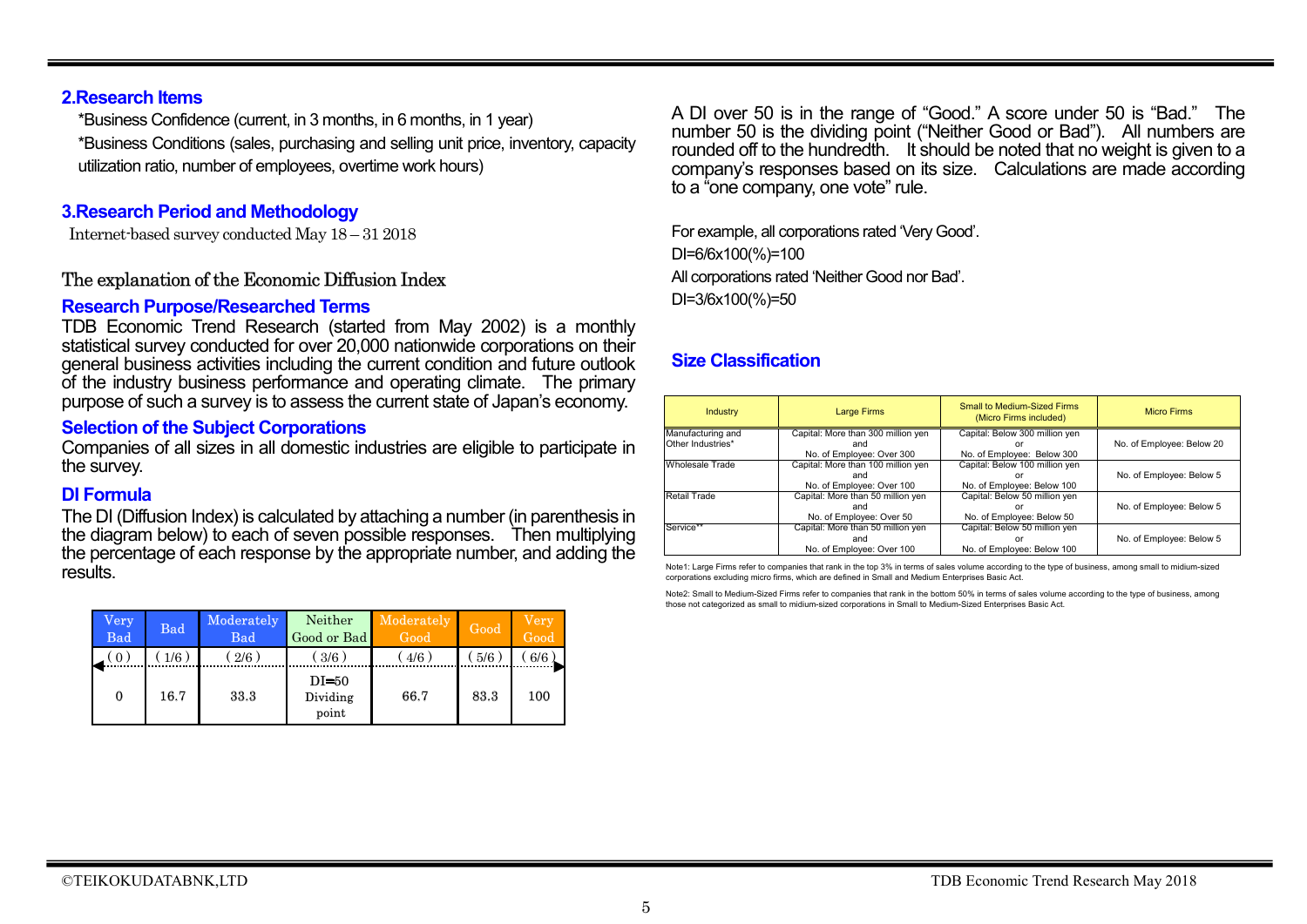## 2.Research Items

*Business Confidence (current, in 3 months, in 6 months, in 1 year)

*Business Conditions (sales, purchasing and selling unit price, inventory, capacity utilization ratio, number of employees, overtime work hours)

## 3.Research Period and Methodology

Internet-based survey conducted May 18 – 31 2018

## The explanation of the Economic Diffusion Index

### Research Purpose/Researched Terms

TDB Economic Trend Research (started from May 2002) is a monthly statistical survey conducted for over 20,000 nationwide corporations on their general business activities including the current condition and future outlook of the industry business performance and operating climate. The primary purpose of such a survey is to assess the current state of Japan's economy.

### Selection of the Subject Corporations

Companies of all sizes in all domestic industries are eligible to participate in the survey.

### DI Formula

The DI (Diffusion Index) is calculated by attaching a number (in parenthesis in the diagram below) to each of seven possible responses. Then multiplying the percentage of each response by the appropriate number, and adding the results.

| Very Bad | Bad | Moderately Bad | Neither Good or Bad | Moderately Good | Good | Very Good |
|---|---|---|---|---|---|---|
| (0) | (1/6) | (2/6) | (3/6) | (4/6) | (5/6) | (6/6) |
| 0 | 16.7 | 33.3 | DI=50 Dividing point | 66.7 | 83.3 | 100 |

A DI over 50 is in the range of "Good." A score under 50 is "Bad." The number 50 is the dividing point ("Neither Good or Bad"). All numbers are rounded off to the hundredth. It should be noted that no weight is given to a company's responses based on its size. Calculations are made according to a "one company, one vote" rule.

For example, all corporations rated 'Very Good'.

DI=6/6x100(%)=100

All corporations rated 'Neither Good nor Bad'.

DI=3/6x100(%)=50

### Size Classification

| Industry | Large Firms | Small to Medium-Sized Firms (Micro Firms included) | Micro Firms |
|---|---|---|---|
| Manufacturing and Other Industries* | Capital: More than 300 million yen and No. of Employee: Over 300 | Capital: Below 300 million yen or No. of Employee: Below 300 | No. of Employee: Below 20 |
| Wholesale Trade | Capital: More than 100 million yen and No. of Employee: Over 100 | Capital: Below 100 million yen or No. of Employee: Below 100 | No. of Employee: Below 5 |
| Retail Trade | Capital: More than 50 million yen and No. of Employee: Over 50 | Capital: Below 50 million yen or No. of Employee: Below 50 | No. of Employee: Below 5 |
| Service** | Capital: More than 50 million yen and No. of Employee: Over 100 | Capital: Below 50 million yen or No. of Employee: Below 100 | No. of Employee: Below 5 |

Note1: Large Firms refer to companies that rank in the top 3% in terms of sales volume according to the type of business, among small to midium-sized corporations excluding micro firms, which are defined in Small and Medium Enterprises Basic Act.

Note2: Small to Medium-Sized Firms refer to companies that rank in the bottom 50% in terms of sales volume according to the type of business, among those not categorized as small to midium-sized corporations in Small to Medium-Sized Enterprises Basic Act.